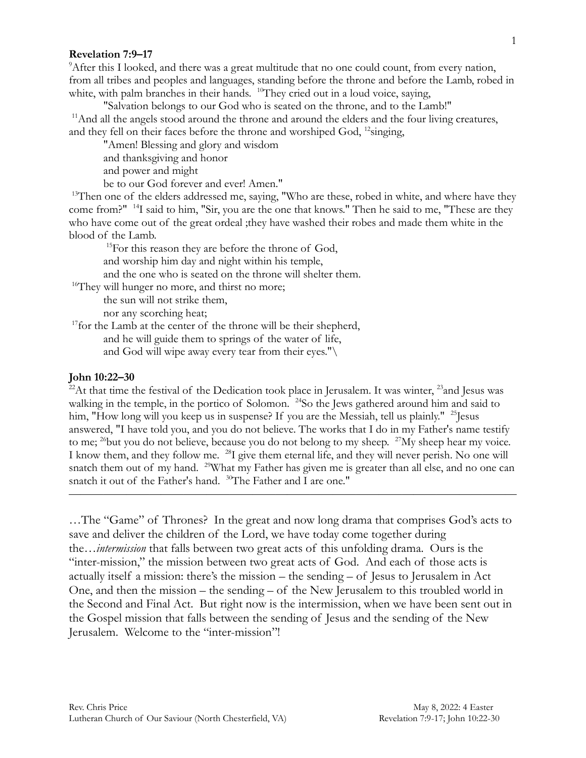**Revelation 7:9–17**

[9]After this I looked, and there was a great multitude that no one could count, from every nation, from all tribes and peoples and languages, standing before the throne and before the Lamb, robed in white, with palm branches in their hands. [10]They cried out in a loud voice, saying,

"Salvation belongs to our God who is seated on the throne, and to the Lamb!"

[11]And all the angels stood around the throne and around the elders and the four living creatures, and they fell on their faces before the throne and worshiped God, [12]singing,

"Amen! Blessing and glory and wisdom
and thanksgiving and honor
and power and might
be to our God forever and ever! Amen."

[13]Then one of the elders addressed me, saying, "Who are these, robed in white, and where have they come from?" [14]I said to him, "Sir, you are the one that knows." Then he said to me, "These are they who have come out of the great ordeal ;they have washed their robes and made them white in the blood of the Lamb.

[15]For this reason they are before the throne of God,
and worship him day and night within his temple,
and the one who is seated on the throne will shelter them.

[16]They will hunger no more, and thirst no more;
the sun will not strike them,
nor any scorching heat;

[17]for the Lamb at the center of the throne will be their shepherd,
and he will guide them to springs of the water of life,
and God will wipe away every tear from their eyes."\

**John 10:22–30**

[22]At that time the festival of the Dedication took place in Jerusalem. It was winter, [23]and Jesus was walking in the temple, in the portico of Solomon. [24]So the Jews gathered around him and said to him, "How long will you keep us in suspense? If you are the Messiah, tell us plainly." [25]Jesus answered, "I have told you, and you do not believe. The works that I do in my Father's name testify to me; [26]but you do not believe, because you do not belong to my sheep. [27]My sheep hear my voice. I know them, and they follow me. [28]I give them eternal life, and they will never perish. No one will snatch them out of my hand. [29]What my Father has given me is greater than all else, and no one can snatch it out of the Father's hand. [30]The Father and I are one."

---

…The "Game" of Thrones? In the great and now long drama that comprises God's acts to save and deliver the children of the Lord, we have today come together during the…*intermission* that falls between two great acts of this unfolding drama. Ours is the "inter-mission," the mission between two great acts of God. And each of those acts is actually itself a mission: there's the mission – the sending – of Jesus to Jerusalem in Act One, and then the mission – the sending – of the New Jerusalem to this troubled world in the Second and Final Act. But right now is the intermission, when we have been sent out in the Gospel mission that falls between the sending of Jesus and the sending of the New Jerusalem. Welcome to the "inter-mission"!

Rev. Chris Price
Lutheran Church of Our Saviour (North Chesterfield, VA)

May 8, 2022: 4 Easter
Revelation 7:9-17; John 10:22-30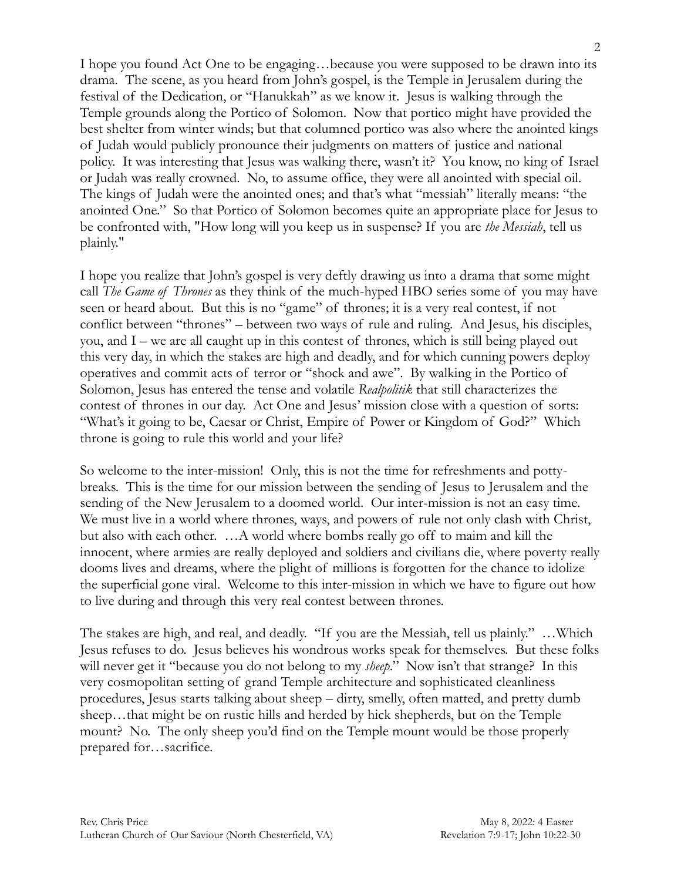I hope you found Act One to be engaging…because you were supposed to be drawn into its drama. The scene, as you heard from John's gospel, is the Temple in Jerusalem during the festival of the Dedication, or "Hanukkah" as we know it. Jesus is walking through the Temple grounds along the Portico of Solomon. Now that portico might have provided the best shelter from winter winds; but that columned portico was also where the anointed kings of Judah would publicly pronounce their judgments on matters of justice and national policy. It was interesting that Jesus was walking there, wasn't it? You know, no king of Israel or Judah was really crowned. No, to assume office, they were all anointed with special oil. The kings of Judah were the anointed ones; and that's what "messiah" literally means: "the anointed One." So that Portico of Solomon becomes quite an appropriate place for Jesus to be confronted with, "How long will you keep us in suspense? If you are *the Messiah*, tell us plainly."

I hope you realize that John's gospel is very deftly drawing us into a drama that some might call *The Game of Thrones* as they think of the much-hyped HBO series some of you may have seen or heard about. But this is no "game" of thrones; it is a very real contest, if not conflict between "thrones" – between two ways of rule and ruling. And Jesus, his disciples, you, and I – we are all caught up in this contest of thrones, which is still being played out this very day, in which the stakes are high and deadly, and for which cunning powers deploy operatives and commit acts of terror or "shock and awe". By walking in the Portico of Solomon, Jesus has entered the tense and volatile *Realpolitik* that still characterizes the contest of thrones in our day. Act One and Jesus' mission close with a question of sorts: "What's it going to be, Caesar or Christ, Empire of Power or Kingdom of God?" Which throne is going to rule this world and your life?

So welcome to the inter-mission! Only, this is not the time for refreshments and potty-breaks. This is the time for our mission between the sending of Jesus to Jerusalem and the sending of the New Jerusalem to a doomed world. Our inter-mission is not an easy time. We must live in a world where thrones, ways, and powers of rule not only clash with Christ, but also with each other. …A world where bombs really go off to maim and kill the innocent, where armies are really deployed and soldiers and civilians die, where poverty really dooms lives and dreams, where the plight of millions is forgotten for the chance to idolize the superficial gone viral. Welcome to this inter-mission in which we have to figure out how to live during and through this very real contest between thrones.

The stakes are high, and real, and deadly. "If you are the Messiah, tell us plainly." …Which Jesus refuses to do. Jesus believes his wondrous works speak for themselves. But these folks will never get it "because you do not belong to my *sheep*." Now isn't that strange? In this very cosmopolitan setting of grand Temple architecture and sophisticated cleanliness procedures, Jesus starts talking about sheep – dirty, smelly, often matted, and pretty dumb sheep…that might be on rustic hills and herded by hick shepherds, but on the Temple mount? No. The only sheep you'd find on the Temple mount would be those properly prepared for…sacrifice.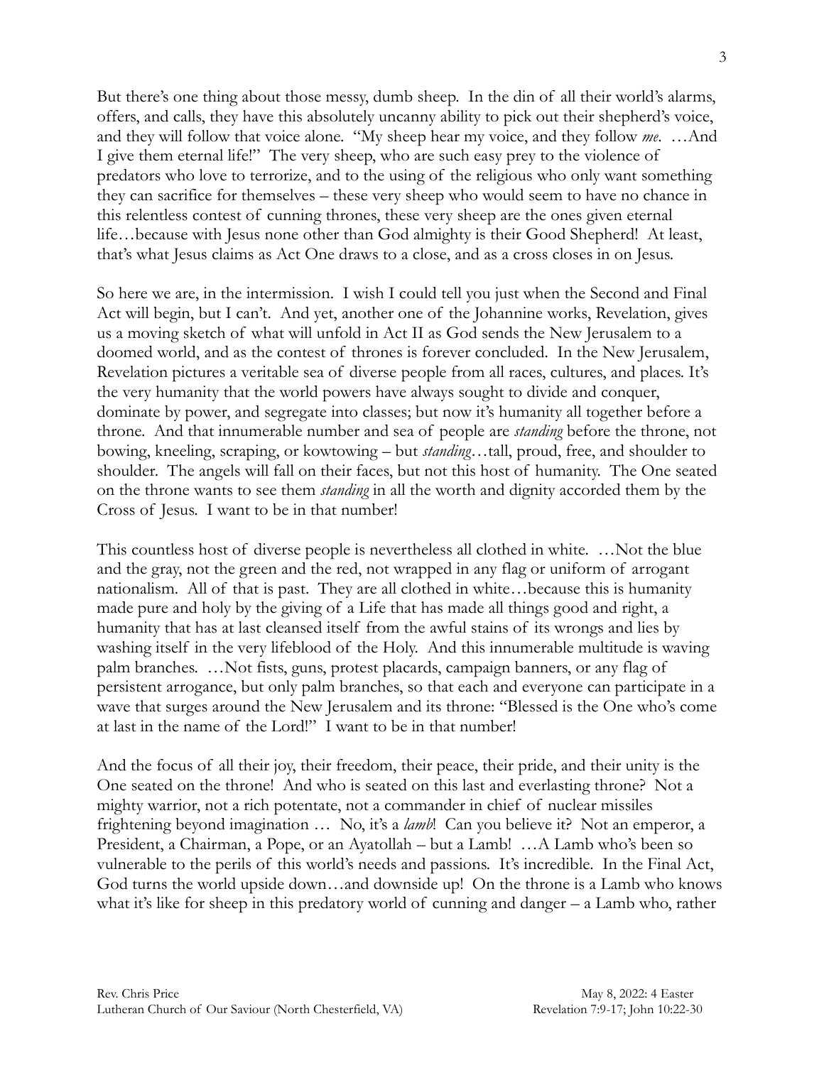But there's one thing about those messy, dumb sheep. In the din of all their world's alarms, offers, and calls, they have this absolutely uncanny ability to pick out their shepherd's voice, and they will follow that voice alone. "My sheep hear my voice, and they follow *me*. …And I give them eternal life!" The very sheep, who are such easy prey to the violence of predators who love to terrorize, and to the using of the religious who only want something they can sacrifice for themselves – these very sheep who would seem to have no chance in this relentless contest of cunning thrones, these very sheep are the ones given eternal life…because with Jesus none other than God almighty is their Good Shepherd! At least, that's what Jesus claims as Act One draws to a close, and as a cross closes in on Jesus.

So here we are, in the intermission. I wish I could tell you just when the Second and Final Act will begin, but I can't. And yet, another one of the Johannine works, Revelation, gives us a moving sketch of what will unfold in Act II as God sends the New Jerusalem to a doomed world, and as the contest of thrones is forever concluded. In the New Jerusalem, Revelation pictures a veritable sea of diverse people from all races, cultures, and places. It's the very humanity that the world powers have always sought to divide and conquer, dominate by power, and segregate into classes; but now it's humanity all together before a throne. And that innumerable number and sea of people are *standing* before the throne, not bowing, kneeling, scraping, or kowtowing – but *standing*…tall, proud, free, and shoulder to shoulder. The angels will fall on their faces, but not this host of humanity. The One seated on the throne wants to see them *standing* in all the worth and dignity accorded them by the Cross of Jesus. I want to be in that number!

This countless host of diverse people is nevertheless all clothed in white. …Not the blue and the gray, not the green and the red, not wrapped in any flag or uniform of arrogant nationalism. All of that is past. They are all clothed in white…because this is humanity made pure and holy by the giving of a Life that has made all things good and right, a humanity that has at last cleansed itself from the awful stains of its wrongs and lies by washing itself in the very lifeblood of the Holy. And this innumerable multitude is waving palm branches. …Not fists, guns, protest placards, campaign banners, or any flag of persistent arrogance, but only palm branches, so that each and everyone can participate in a wave that surges around the New Jerusalem and its throne: "Blessed is the One who's come at last in the name of the Lord!" I want to be in that number!

And the focus of all their joy, their freedom, their peace, their pride, and their unity is the One seated on the throne! And who is seated on this last and everlasting throne? Not a mighty warrior, not a rich potentate, not a commander in chief of nuclear missiles frightening beyond imagination … No, it's a *lamb*! Can you believe it? Not an emperor, a President, a Chairman, a Pope, or an Ayatollah – but a Lamb! …A Lamb who's been so vulnerable to the perils of this world's needs and passions. It's incredible. In the Final Act, God turns the world upside down…and downside up! On the throne is a Lamb who knows what it's like for sheep in this predatory world of cunning and danger – a Lamb who, rather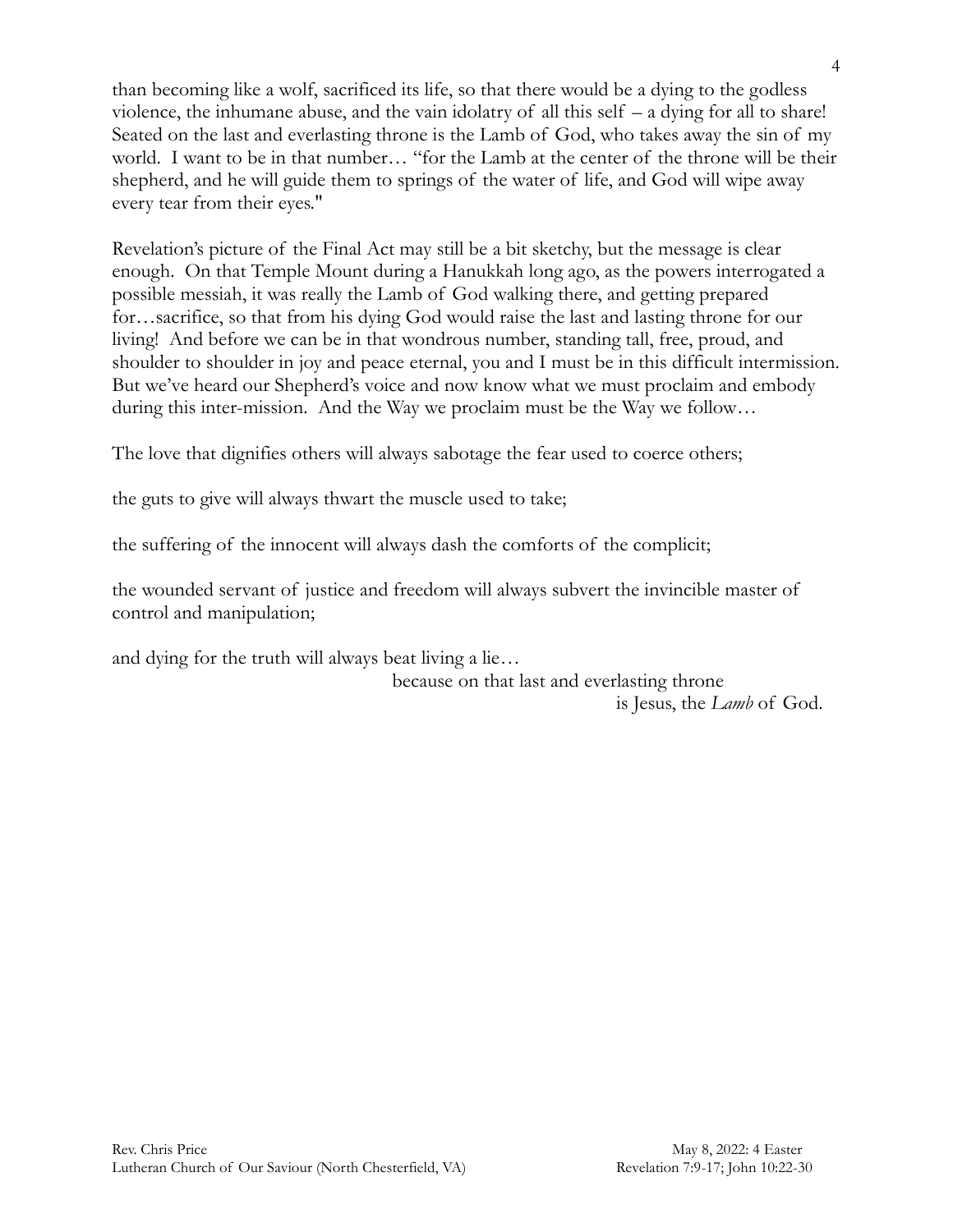than becoming like a wolf, sacrificed its life, so that there would be a dying to the godless violence, the inhumane abuse, and the vain idolatry of all this self – a dying for all to share! Seated on the last and everlasting throne is the Lamb of God, who takes away the sin of my world. I want to be in that number… "for the Lamb at the center of the throne will be their shepherd, and he will guide them to springs of the water of life, and God will wipe away every tear from their eyes."

Revelation's picture of the Final Act may still be a bit sketchy, but the message is clear enough. On that Temple Mount during a Hanukkah long ago, as the powers interrogated a possible messiah, it was really the Lamb of God walking there, and getting prepared for…sacrifice, so that from his dying God would raise the last and lasting throne for our living! And before we can be in that wondrous number, standing tall, free, proud, and shoulder to shoulder in joy and peace eternal, you and I must be in this difficult intermission. But we've heard our Shepherd's voice and now know what we must proclaim and embody during this inter-mission. And the Way we proclaim must be the Way we follow…

The love that dignifies others will always sabotage the fear used to coerce others;

the guts to give will always thwart the muscle used to take;

the suffering of the innocent will always dash the comforts of the complicit;

the wounded servant of justice and freedom will always subvert the invincible master of control and manipulation;

and dying for the truth will always beat living a lie…

because on that last and everlasting throne

is Jesus, the *Lamb* of God.

Rev. Chris Price  
Lutheran Church of Our Saviour (North Chesterfield, VA)

May 8, 2022: 4 Easter  
Revelation 7:9-17; John 10:22-30